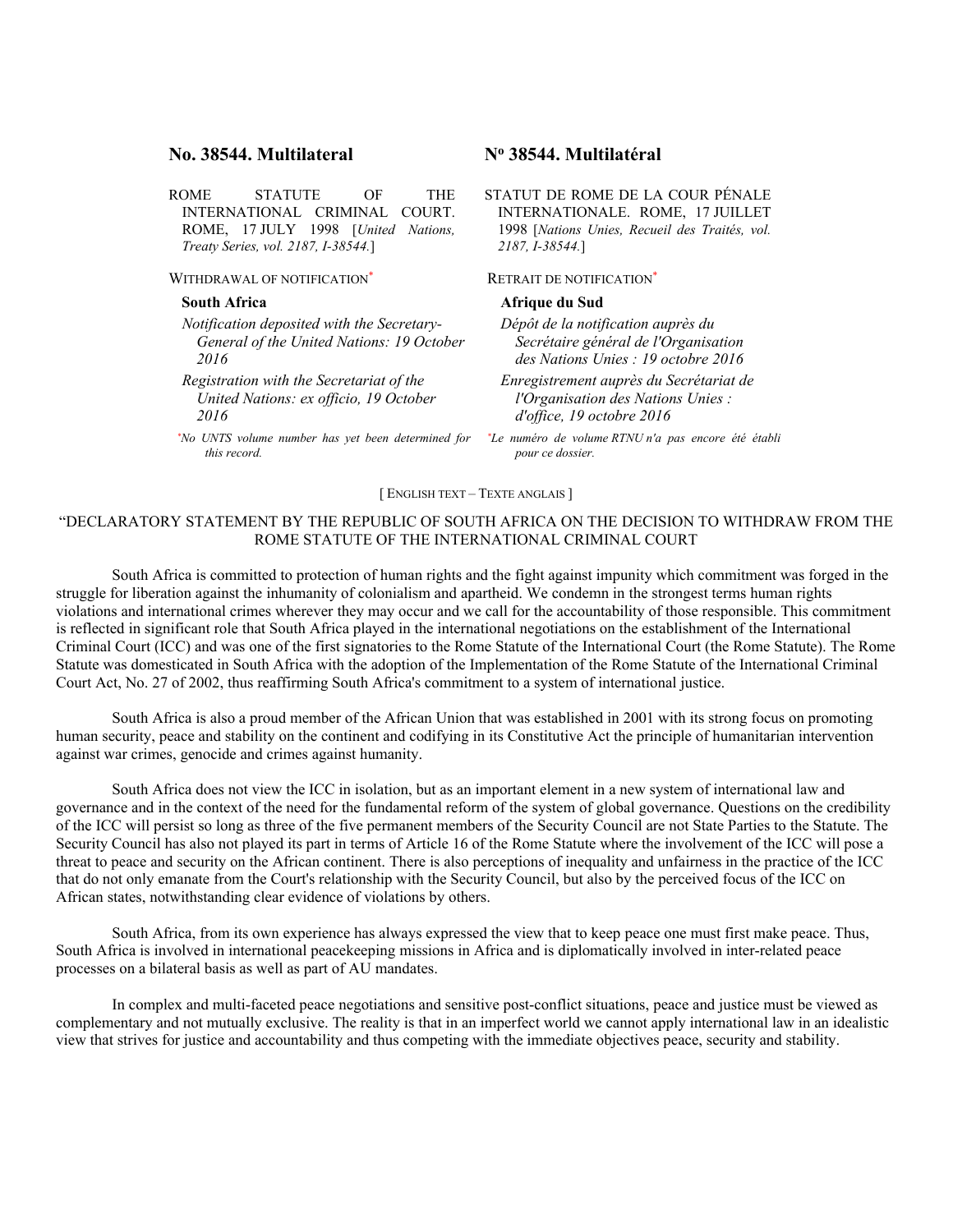**No. 38544. Multilateral**

ROME STATUTE OF THE INTERNATIONAL CRIMINAL COURT. ROME, 17 JULY 1998 [*United Nations, Treaty Series, vol. 2187, I-38544.*]

WITHDRAWAL OF NOTIFICATION*

**South Africa**

*Notification deposited with the Secretary-General of the United Nations: 19 October 2016*

*Registration with the Secretariat of the United Nations: ex officio, 19 October 2016*

*\*No UNTS volume number has yet been determined for this record.*

**N° 38544. Multilatéral**

STATUT DE ROME DE LA COUR PÉNALE INTERNATIONALE. ROME, 17 JUILLET 1998 [*Nations Unies, Recueil des Traités, vol. 2187, I-38544.*]

RETRAIT DE NOTIFICATION*

**Afrique du Sud**

*Dépôt de la notification auprès du Secrétaire général de l'Organisation des Nations Unies : 19 octobre 2016*

*Enregistrement auprès du Secrétariat de l'Organisation des Nations Unies : d'office, 19 octobre 2016*

*\*Le numéro de volume RTNU n'a pas encore été établi pour ce dossier.*

[ ENGLISH TEXT – TEXTE ANGLAIS ]

"DECLARATORY STATEMENT BY THE REPUBLIC OF SOUTH AFRICA ON THE DECISION TO WITHDRAW FROM THE ROME STATUTE OF THE INTERNATIONAL CRIMINAL COURT

South Africa is committed to protection of human rights and the fight against impunity which commitment was forged in the struggle for liberation against the inhumanity of colonialism and apartheid. We condemn in the strongest terms human rights violations and international crimes wherever they may occur and we call for the accountability of those responsible. This commitment is reflected in significant role that South Africa played in the international negotiations on the establishment of the International Criminal Court (ICC) and was one of the first signatories to the Rome Statute of the International Court (the Rome Statute). The Rome Statute was domesticated in South Africa with the adoption of the Implementation of the Rome Statute of the International Criminal Court Act, No. 27 of 2002, thus reaffirming South Africa's commitment to a system of international justice.

South Africa is also a proud member of the African Union that was established in 2001 with its strong focus on promoting human security, peace and stability on the continent and codifying in its Constitutive Act the principle of humanitarian intervention against war crimes, genocide and crimes against humanity.

South Africa does not view the ICC in isolation, but as an important element in a new system of international law and governance and in the context of the need for the fundamental reform of the system of global governance. Questions on the credibility of the ICC will persist so long as three of the five permanent members of the Security Council are not State Parties to the Statute. The Security Council has also not played its part in terms of Article 16 of the Rome Statute where the involvement of the ICC will pose a threat to peace and security on the African continent. There is also perceptions of inequality and unfairness in the practice of the ICC that do not only emanate from the Court's relationship with the Security Council, but also by the perceived focus of the ICC on African states, notwithstanding clear evidence of violations by others.

South Africa, from its own experience has always expressed the view that to keep peace one must first make peace. Thus, South Africa is involved in international peacekeeping missions in Africa and is diplomatically involved in inter-related peace processes on a bilateral basis as well as part of AU mandates.

In complex and multi-faceted peace negotiations and sensitive post-conflict situations, peace and justice must be viewed as complementary and not mutually exclusive. The reality is that in an imperfect world we cannot apply international law in an idealistic view that strives for justice and accountability and thus competing with the immediate objectives peace, security and stability.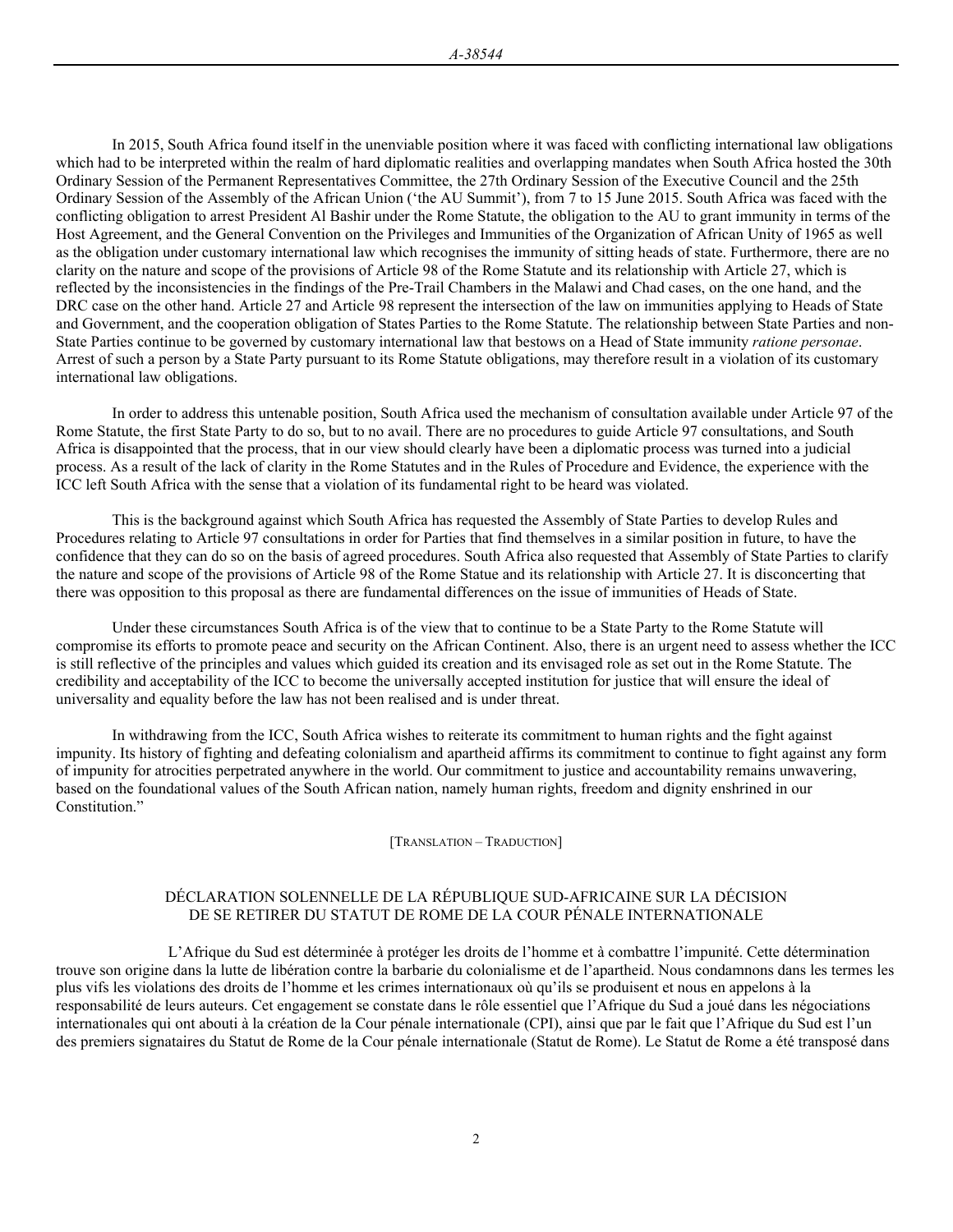In 2015, South Africa found itself in the unenviable position where it was faced with conflicting international law obligations which had to be interpreted within the realm of hard diplomatic realities and overlapping mandates when South Africa hosted the 30th Ordinary Session of the Permanent Representatives Committee, the 27th Ordinary Session of the Executive Council and the 25th Ordinary Session of the Assembly of the African Union ('the AU Summit'), from 7 to 15 June 2015. South Africa was faced with the conflicting obligation to arrest President Al Bashir under the Rome Statute, the obligation to the AU to grant immunity in terms of the Host Agreement, and the General Convention on the Privileges and Immunities of the Organization of African Unity of 1965 as well as the obligation under customary international law which recognises the immunity of sitting heads of state. Furthermore, there are no clarity on the nature and scope of the provisions of Article 98 of the Rome Statute and its relationship with Article 27, which is reflected by the inconsistencies in the findings of the Pre-Trail Chambers in the Malawi and Chad cases, on the one hand, and the DRC case on the other hand. Article 27 and Article 98 represent the intersection of the law on immunities applying to Heads of State and Government, and the cooperation obligation of States Parties to the Rome Statute. The relationship between State Parties and non-State Parties continue to be governed by customary international law that bestows on a Head of State immunity *ratione personae*. Arrest of such a person by a State Party pursuant to its Rome Statute obligations, may therefore result in a violation of its customary international law obligations.

In order to address this untenable position, South Africa used the mechanism of consultation available under Article 97 of the Rome Statute, the first State Party to do so, but to no avail. There are no procedures to guide Article 97 consultations, and South Africa is disappointed that the process, that in our view should clearly have been a diplomatic process was turned into a judicial process. As a result of the lack of clarity in the Rome Statutes and in the Rules of Procedure and Evidence, the experience with the ICC left South Africa with the sense that a violation of its fundamental right to be heard was violated.

This is the background against which South Africa has requested the Assembly of State Parties to develop Rules and Procedures relating to Article 97 consultations in order for Parties that find themselves in a similar position in future, to have the confidence that they can do so on the basis of agreed procedures. South Africa also requested that Assembly of State Parties to clarify the nature and scope of the provisions of Article 98 of the Rome Statue and its relationship with Article 27. It is disconcerting that there was opposition to this proposal as there are fundamental differences on the issue of immunities of Heads of State.

Under these circumstances South Africa is of the view that to continue to be a State Party to the Rome Statute will compromise its efforts to promote peace and security on the African Continent. Also, there is an urgent need to assess whether the ICC is still reflective of the principles and values which guided its creation and its envisaged role as set out in the Rome Statute. The credibility and acceptability of the ICC to become the universally accepted institution for justice that will ensure the ideal of universality and equality before the law has not been realised and is under threat.

In withdrawing from the ICC, South Africa wishes to reiterate its commitment to human rights and the fight against impunity. Its history of fighting and defeating colonialism and apartheid affirms its commitment to continue to fight against any form of impunity for atrocities perpetrated anywhere in the world. Our commitment to justice and accountability remains unwavering, based on the foundational values of the South African nation, namely human rights, freedom and dignity enshrined in our Constitution."

[TRANSLATION – TRADUCTION]

DÉCLARATION SOLENNELLE DE LA RÉPUBLIQUE SUD-AFRICAINE SUR LA DÉCISION DE SE RETIRER DU STATUT DE ROME DE LA COUR PÉNALE INTERNATIONALE

L'Afrique du Sud est déterminée à protéger les droits de l'homme et à combattre l'impunité. Cette détermination trouve son origine dans la lutte de libération contre la barbarie du colonialisme et de l'apartheid. Nous condamnons dans les termes les plus vifs les violations des droits de l'homme et les crimes internationaux où qu'ils se produisent et nous en appelons à la responsabilité de leurs auteurs. Cet engagement se constate dans le rôle essentiel que l'Afrique du Sud a joué dans les négociations internationales qui ont abouti à la création de la Cour pénale internationale (CPI), ainsi que par le fait que l'Afrique du Sud est l'un des premiers signataires du Statut de Rome de la Cour pénale internationale (Statut de Rome). Le Statut de Rome a été transposé dans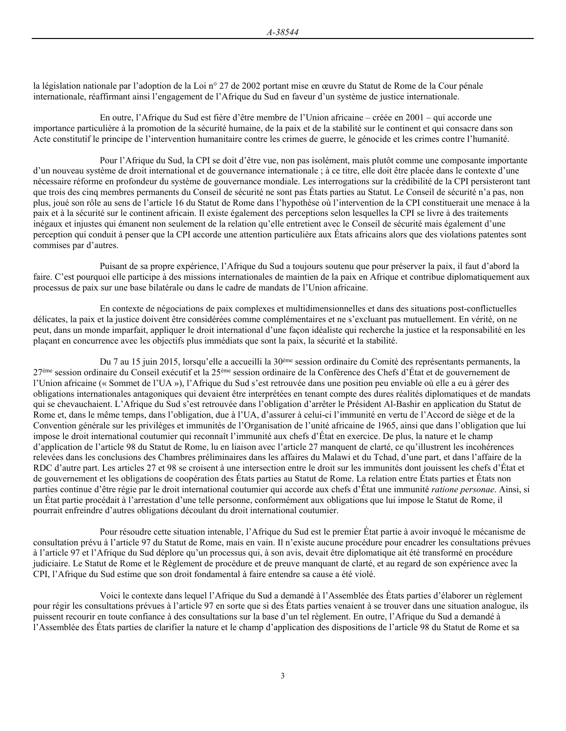la législation nationale par l'adoption de la Loi n° 27 de 2002 portant mise en œuvre du Statut de Rome de la Cour pénale internationale, réaffirmant ainsi l'engagement de l'Afrique du Sud en faveur d'un système de justice internationale.

En outre, l'Afrique du Sud est fière d'être membre de l'Union africaine – créée en 2001 – qui accorde une importance particulière à la promotion de la sécurité humaine, de la paix et de la stabilité sur le continent et qui consacre dans son Acte constitutif le principe de l'intervention humanitaire contre les crimes de guerre, le génocide et les crimes contre l'humanité.

Pour l'Afrique du Sud, la CPI se doit d'être vue, non pas isolément, mais plutôt comme une composante importante d'un nouveau système de droit international et de gouvernance internationale ; à ce titre, elle doit être placée dans le contexte d'une nécessaire réforme en profondeur du système de gouvernance mondiale. Les interrogations sur la crédibilité de la CPI persisteront tant que trois des cinq membres permanents du Conseil de sécurité ne sont pas États parties au Statut. Le Conseil de sécurité n'a pas, non plus, joué son rôle au sens de l'article 16 du Statut de Rome dans l'hypothèse où l'intervention de la CPI constituerait une menace à la paix et à la sécurité sur le continent africain. Il existe également des perceptions selon lesquelles la CPI se livre à des traitements inégaux et injustes qui émanent non seulement de la relation qu'elle entretient avec le Conseil de sécurité mais également d'une perception qui conduit à penser que la CPI accorde une attention particulière aux États africains alors que des violations patentes sont commises par d'autres.

Puisant de sa propre expérience, l'Afrique du Sud a toujours soutenu que pour préserver la paix, il faut d'abord la faire. C'est pourquoi elle participe à des missions internationales de maintien de la paix en Afrique et contribue diplomatiquement aux processus de paix sur une base bilatérale ou dans le cadre de mandats de l'Union africaine.

En contexte de négociations de paix complexes et multidimensionnelles et dans des situations post-conflictuelles délicates, la paix et la justice doivent être considérées comme complémentaires et ne s'excluant pas mutuellement. En vérité, on ne peut, dans un monde imparfait, appliquer le droit international d'une façon idéaliste qui recherche la justice et la responsabilité en les plaçant en concurrence avec les objectifs plus immédiats que sont la paix, la sécurité et la stabilité.

Du 7 au 15 juin 2015, lorsqu'elle a accueilli la 30ème session ordinaire du Comité des représentants permanents, la 27ème session ordinaire du Conseil exécutif et la 25ème session ordinaire de la Conférence des Chefs d'État et de gouvernement de l'Union africaine (« Sommet de l'UA »), l'Afrique du Sud s'est retrouvée dans une position peu enviable où elle a eu à gérer des obligations internationales antagoniques qui devaient être interprétées en tenant compte des dures réalités diplomatiques et de mandats qui se chevauchaient. L'Afrique du Sud s'est retrouvée dans l'obligation d'arrêter le Président Al-Bashir en application du Statut de Rome et, dans le même temps, dans l'obligation, due à l'UA, d'assurer à celui-ci l'immunité en vertu de l'Accord de siège et de la Convention générale sur les privilèges et immunités de l'Organisation de l'unité africaine de 1965, ainsi que dans l'obligation que lui impose le droit international coutumier qui reconnaît l'immunité aux chefs d'État en exercice. De plus, la nature et le champ d'application de l'article 98 du Statut de Rome, lu en liaison avec l'article 27 manquent de clarté, ce qu'illustrent les incohérences relevées dans les conclusions des Chambres préliminaires dans les affaires du Malawi et du Tchad, d'une part, et dans l'affaire de la RDC d'autre part. Les articles 27 et 98 se croisent à une intersection entre le droit sur les immunités dont jouissent les chefs d'État et de gouvernement et les obligations de coopération des États parties au Statut de Rome. La relation entre États parties et États non parties continue d'être régie par le droit international coutumier qui accorde aux chefs d'État une immunité *ratione personae*. Ainsi, si un État partie procédait à l'arrestation d'une telle personne, conformément aux obligations que lui impose le Statut de Rome, il pourrait enfreindre d'autres obligations découlant du droit international coutumier.

Pour résoudre cette situation intenable, l'Afrique du Sud est le premier État partie à avoir invoqué le mécanisme de consultation prévu à l'article 97 du Statut de Rome, mais en vain. Il n'existe aucune procédure pour encadrer les consultations prévues à l'article 97 et l'Afrique du Sud déplore qu'un processus qui, à son avis, devait être diplomatique ait été transformé en procédure judiciaire. Le Statut de Rome et le Règlement de procédure et de preuve manquant de clarté, et au regard de son expérience avec la CPI, l'Afrique du Sud estime que son droit fondamental à faire entendre sa cause a été violé.

Voici le contexte dans lequel l'Afrique du Sud a demandé à l'Assemblée des États parties d'élaborer un règlement pour régir les consultations prévues à l'article 97 en sorte que si des États parties venaient à se trouver dans une situation analogue, ils puissent recourir en toute confiance à des consultations sur la base d'un tel règlement. En outre, l'Afrique du Sud a demandé à l'Assemblée des États parties de clarifier la nature et le champ d'application des dispositions de l'article 98 du Statut de Rome et sa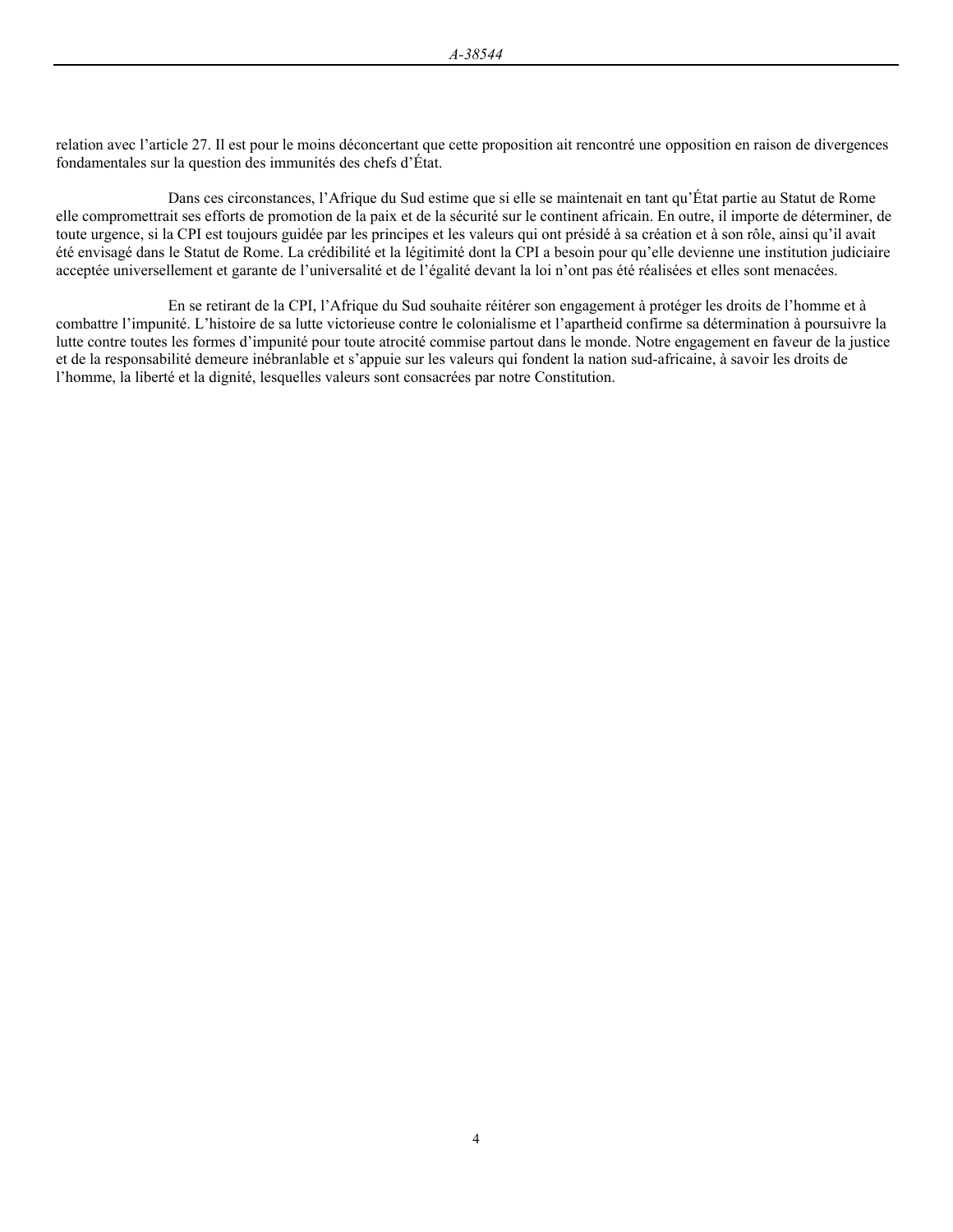relation avec l'article 27. Il est pour le moins déconcertant que cette proposition ait rencontré une opposition en raison de divergences fondamentales sur la question des immunités des chefs d'État.

Dans ces circonstances, l'Afrique du Sud estime que si elle se maintenait en tant qu'État partie au Statut de Rome elle compromettrait ses efforts de promotion de la paix et de la sécurité sur le continent africain. En outre, il importe de déterminer, de toute urgence, si la CPI est toujours guidée par les principes et les valeurs qui ont présidé à sa création et à son rôle, ainsi qu'il avait été envisagé dans le Statut de Rome. La crédibilité et la légitimité dont la CPI a besoin pour qu'elle devienne une institution judiciaire acceptée universellement et garante de l'universalité et de l'égalité devant la loi n'ont pas été réalisées et elles sont menacées.

En se retirant de la CPI, l'Afrique du Sud souhaite réitérer son engagement à protéger les droits de l'homme et à combattre l'impunité. L'histoire de sa lutte victorieuse contre le colonialisme et l'apartheid confirme sa détermination à poursuivre la lutte contre toutes les formes d'impunité pour toute atrocité commise partout dans le monde. Notre engagement en faveur de la justice et de la responsabilité demeure inébranlable et s'appuie sur les valeurs qui fondent la nation sud-africaine, à savoir les droits de l'homme, la liberté et la dignité, lesquelles valeurs sont consacrées par notre Constitution.